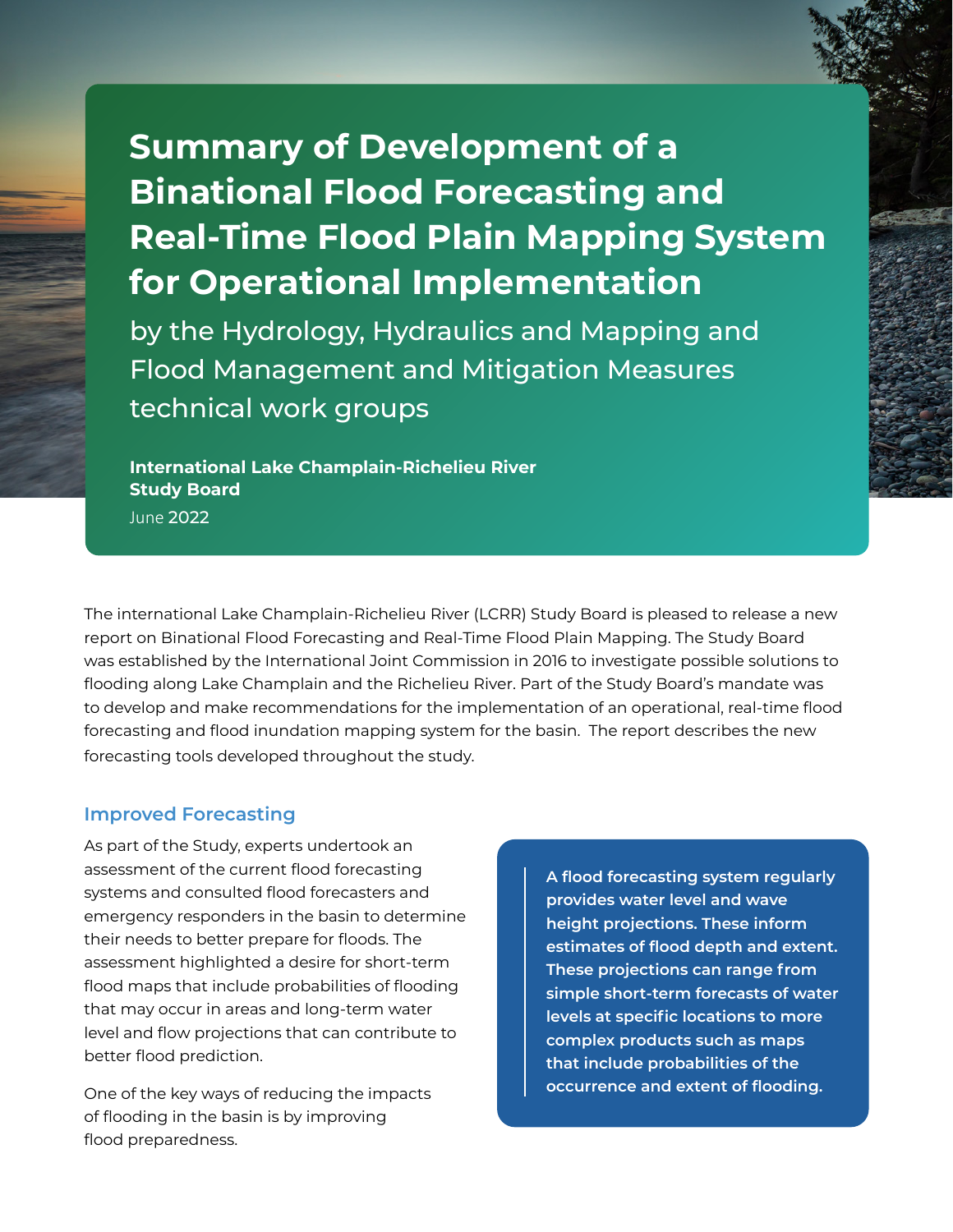# Summary of Development of a Binational Flood Forecasting and Real-Time Flood Plain Mapping System for Operational Implementation

by the Hydrology, Hydraulics and Mapping and Flood Management and Mitigation Measures technical work groups

**International Lake Champlain-Richelieu River Study Board**

June 2022

The international Lake Champlain-Richelieu River (LCRR) Study Board is pleased to release a new report on Binational Flood Forecasting and Real-Time Flood Plain Mapping. The Study Board was established by the International Joint Commission in 2016 to investigate possible solutions to flooding along Lake Champlain and the Richelieu River. Part of the Study Board's mandate was to develop and make recommendations for the implementation of an operational, real-time flood forecasting and flood inundation mapping system for the basin. The report describes the new forecasting tools developed throughout the study.

## Improved Forecasting

As part of the Study, experts undertook an assessment of the current flood forecasting systems and consulted flood forecasters and emergency responders in the basin to determine their needs to better prepare for floods. The assessment highlighted a desire for short-term flood maps that include probabilities of flooding that may occur in areas and long-term water level and flow projections that can contribute to better flood prediction.

One of the key ways of reducing the impacts of flooding in the basin is by improving flood preparedness.

> **A flood forecasting system regularly provides water level and wave height projections. These inform estimates of flood depth and extent. These projections can range from simple short-term forecasts of water levels at specific locations to more complex products such as maps that include probabilities of the occurrence and extent of flooding.**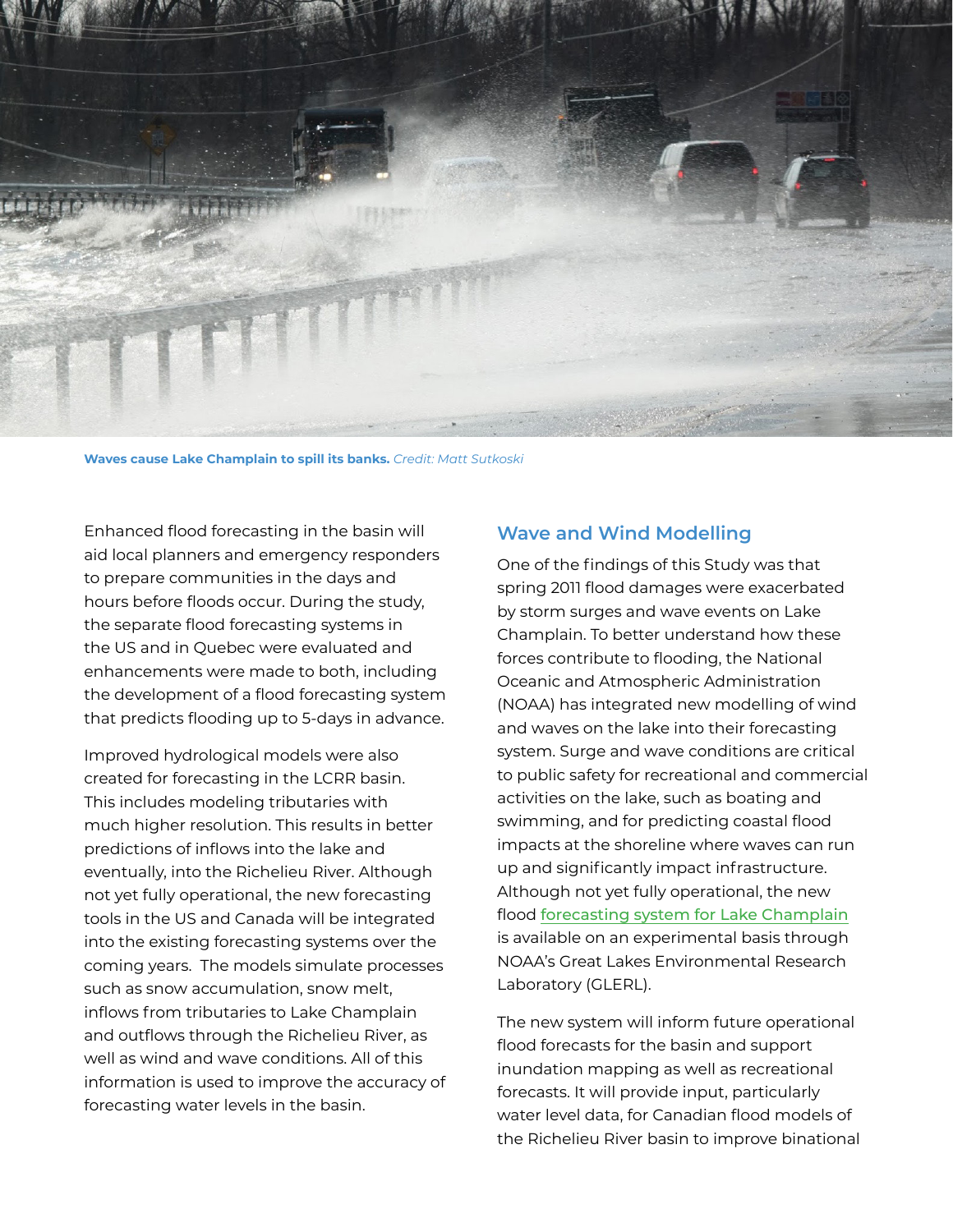**Waves cause Lake Champlain to spill its banks.** *Credit: Matt Sutkoski*

Enhanced flood forecasting in the basin will aid local planners and emergency responders to prepare communities in the days and hours before floods occur. During the study, the separate flood forecasting systems in the US and in Quebec were evaluated and enhancements were made to both, including the development of a flood forecasting system that predicts flooding up to 5-days in advance.

Improved hydrological models were also created for forecasting in the LCRR basin. This includes modeling tributaries with much higher resolution. This results in better predictions of inflows into the lake and eventually, into the Richelieu River. Although not yet fully operational, the new forecasting tools in the US and Canada will be integrated into the existing forecasting systems over the coming years. The models simulate processes such as snow accumulation, snow melt, inflows from tributaries to Lake Champlain and outflows through the Richelieu River, as well as wind and wave conditions. All of this information is used to improve the accuracy of forecasting water levels in the basin.

## Wave and Wind Modelling

One of the findings of this Study was that spring 2011 flood damages were exacerbated by storm surges and wave events on Lake Champlain. To better understand how these forces contribute to flooding, the National Oceanic and Atmospheric Administration (NOAA) has integrated new modelling of wind and waves on the lake into their forecasting system. Surge and wave conditions are critical to public safety for recreational and commercial activities on the lake, such as boating and swimming, and for predicting coastal flood impacts at the shoreline where waves can run up and significantly impact infrastructure. Although not yet fully operational, the new flood forecasting system for Lake Champlain is available on an experimental basis through NOAA's Great Lakes Environmental Research Laboratory (GLERL).

The new system will inform future operational flood forecasts for the basin and support inundation mapping as well as recreational forecasts. It will provide input, particularly water level data, for Canadian flood models of the Richelieu River basin to improve binational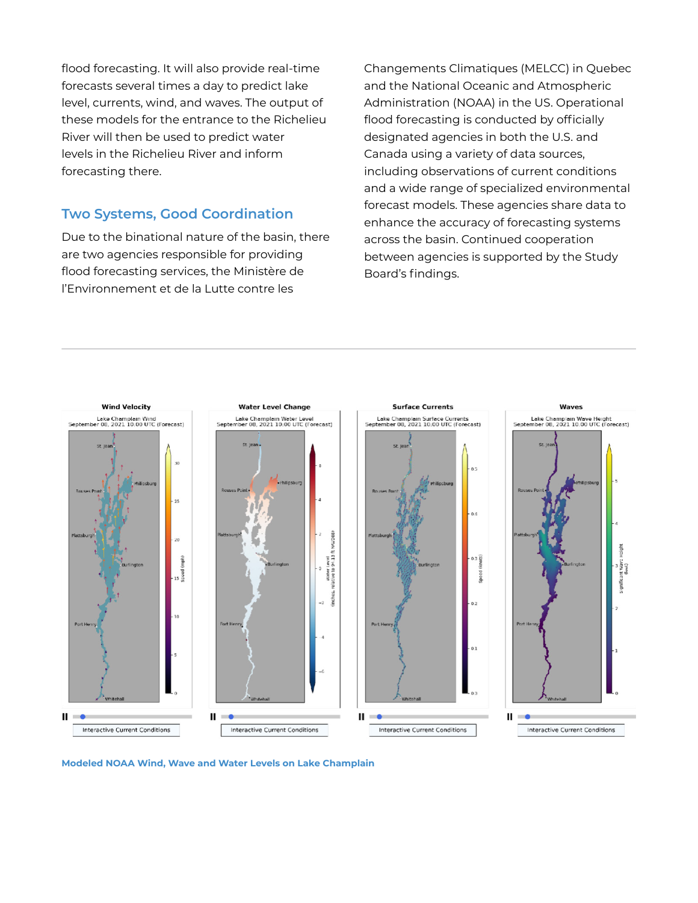flood forecasting. It will also provide real-time forecasts several times a day to predict lake level, currents, wind, and waves. The output of these models for the entrance to the Richelieu River will then be used to predict water levels in the Richelieu River and inform forecasting there.

## Two Systems, Good Coordination

Due to the binational nature of the basin, there are two agencies responsible for providing flood forecasting services, the Ministère de l'Environnement et de la Lutte contre les Changements Climatiques (MELCC) in Quebec and the National Oceanic and Atmospheric Administration (NOAA) in the US. Operational flood forecasting is conducted by officially designated agencies in both the U.S. and Canada using a variety of data sources, including observations of current conditions and a wide range of specialized environmental forecast models. These agencies share data to enhance the accuracy of forecasting systems across the basin. Continued cooperation between agencies is supported by the Study Board's findings.

---

Wind Velocity
Lake Champlain Wind
September 08, 2021 10:00 UTC (Forecast)
St. Jean
Philipsburg
Rouses Point
Plattsburgh
Burlington
Port Henry
Whitehall
Speed (mph)
30
25
20
15
10
5
0
Interactive Current Conditions

Water Level Change
Lake Champlain Water Level
September 08, 2021 10:00 UTC (Forecast)
St. Jean
Philipsburg
Rouses Point
Plattsburgh
Burlington
Port Henry
Whitehall
Water Level (inches, relative to 94.13 ft NAVD88)
6
4
2
0
−2
−4
−6
Interactive Current Conditions

Surface Currents
Lake Champlain Surface Currents
September 08, 2021 10:00 UTC (Forecast)
St. Jean
Philipsburg
Rouses Point
Plattsburgh
Burlington
Port Henry
Whitehall
Speed (knots)
0.5
0.4
0.3
0.2
0.1
0.0
Interactive Current Conditions

Waves
Lake Champlain Wave Height
September 08, 2021 10:00 UTC (Forecast)
St. Jean
Philipsburg
Rouses Point
Plattsburgh
Burlington
Port Henry
Whitehall
Significant Wave Height (feet)
5
4
3
2
1
0
Interactive Current Conditions

**Modeled NOAA Wind, Wave and Water Levels on Lake Champlain**